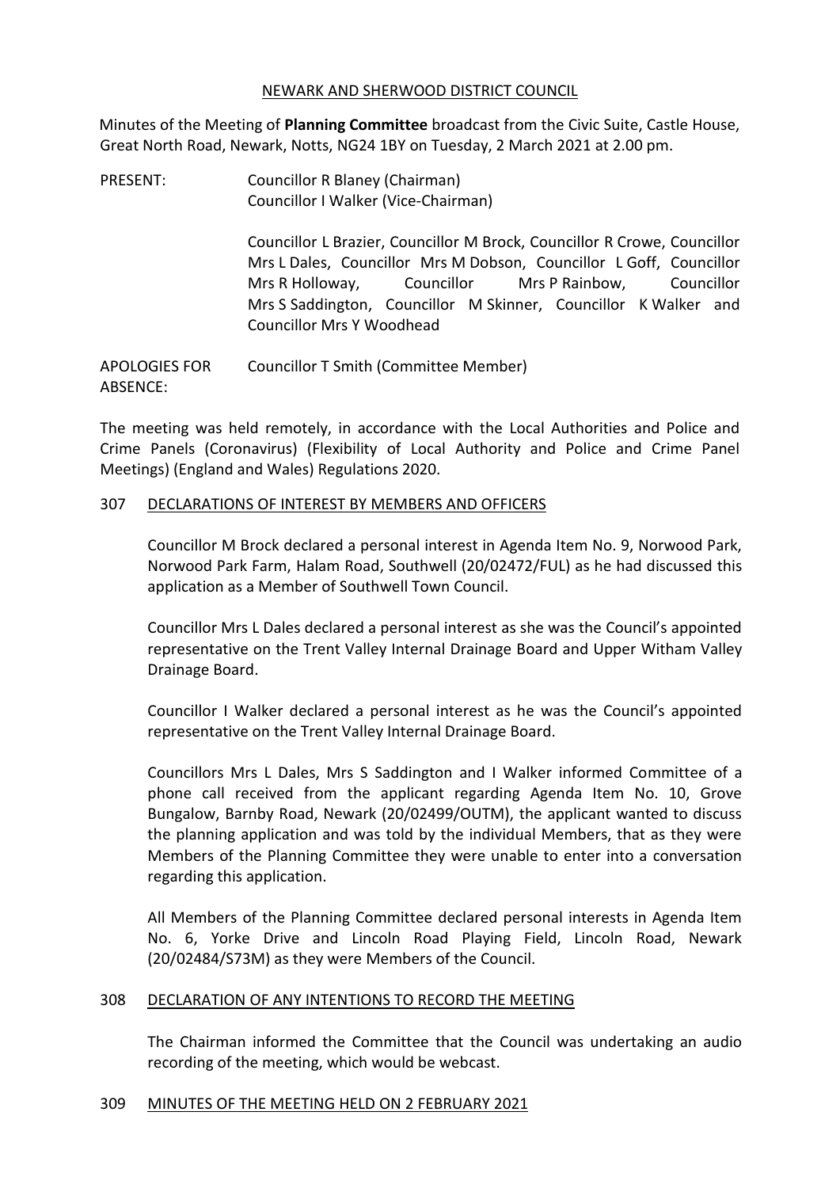NEWARK AND SHERWOOD DISTRICT COUNCIL

Minutes of the Meeting of **Planning Committee** broadcast from the Civic Suite, Castle House, Great North Road, Newark, Notts, NG24 1BY on Tuesday, 2 March 2021 at 2.00 pm.

PRESENT: Councillor R Blaney (Chairman)
Councillor I Walker (Vice-Chairman)

Councillor L Brazier, Councillor M Brock, Councillor R Crowe, Councillor Mrs L Dales, Councillor Mrs M Dobson, Councillor L Goff, Councillor Mrs R Holloway, Councillor Mrs P Rainbow, Councillor Mrs S Saddington, Councillor M Skinner, Councillor K Walker and Councillor Mrs Y Woodhead

APOLOGIES FOR ABSENCE: Councillor T Smith (Committee Member)

The meeting was held remotely, in accordance with the Local Authorities and Police and Crime Panels (Coronavirus) (Flexibility of Local Authority and Police and Crime Panel Meetings) (England and Wales) Regulations 2020.

## 307 DECLARATIONS OF INTEREST BY MEMBERS AND OFFICERS

Councillor M Brock declared a personal interest in Agenda Item No. 9, Norwood Park, Norwood Park Farm, Halam Road, Southwell (20/02472/FUL) as he had discussed this application as a Member of Southwell Town Council.

Councillor Mrs L Dales declared a personal interest as she was the Council's appointed representative on the Trent Valley Internal Drainage Board and Upper Witham Valley Drainage Board.

Councillor I Walker declared a personal interest as he was the Council's appointed representative on the Trent Valley Internal Drainage Board.

Councillors Mrs L Dales, Mrs S Saddington and I Walker informed Committee of a phone call received from the applicant regarding Agenda Item No. 10, Grove Bungalow, Barnby Road, Newark (20/02499/OUTM), the applicant wanted to discuss the planning application and was told by the individual Members, that as they were Members of the Planning Committee they were unable to enter into a conversation regarding this application.

All Members of the Planning Committee declared personal interests in Agenda Item No. 6, Yorke Drive and Lincoln Road Playing Field, Lincoln Road, Newark (20/02484/S73M) as they were Members of the Council.

## 308 DECLARATION OF ANY INTENTIONS TO RECORD THE MEETING

The Chairman informed the Committee that the Council was undertaking an audio recording of the meeting, which would be webcast.

## 309 MINUTES OF THE MEETING HELD ON 2 FEBRUARY 2021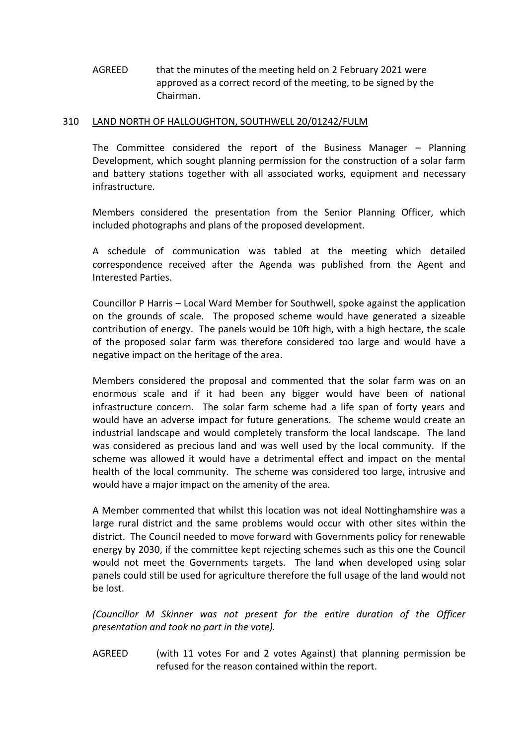AGREED that the minutes of the meeting held on 2 February 2021 were approved as a correct record of the meeting, to be signed by the Chairman.

## 310 LAND NORTH OF HALLOUGHTON, SOUTHWELL 20/01242/FULM

The Committee considered the report of the Business Manager – Planning Development, which sought planning permission for the construction of a solar farm and battery stations together with all associated works, equipment and necessary infrastructure.

Members considered the presentation from the Senior Planning Officer, which included photographs and plans of the proposed development.

A schedule of communication was tabled at the meeting which detailed correspondence received after the Agenda was published from the Agent and Interested Parties.

Councillor P Harris – Local Ward Member for Southwell, spoke against the application on the grounds of scale. The proposed scheme would have generated a sizeable contribution of energy. The panels would be 10ft high, with a high hectare, the scale of the proposed solar farm was therefore considered too large and would have a negative impact on the heritage of the area.

Members considered the proposal and commented that the solar farm was on an enormous scale and if it had been any bigger would have been of national infrastructure concern. The solar farm scheme had a life span of forty years and would have an adverse impact for future generations. The scheme would create an industrial landscape and would completely transform the local landscape. The land was considered as precious land and was well used by the local community. If the scheme was allowed it would have a detrimental effect and impact on the mental health of the local community. The scheme was considered too large, intrusive and would have a major impact on the amenity of the area.

A Member commented that whilst this location was not ideal Nottinghamshire was a large rural district and the same problems would occur with other sites within the district. The Council needed to move forward with Governments policy for renewable energy by 2030, if the committee kept rejecting schemes such as this one the Council would not meet the Governments targets. The land when developed using solar panels could still be used for agriculture therefore the full usage of the land would not be lost.

*(Councillor M Skinner was not present for the entire duration of the Officer presentation and took no part in the vote).*

AGREED (with 11 votes For and 2 votes Against) that planning permission be refused for the reason contained within the report.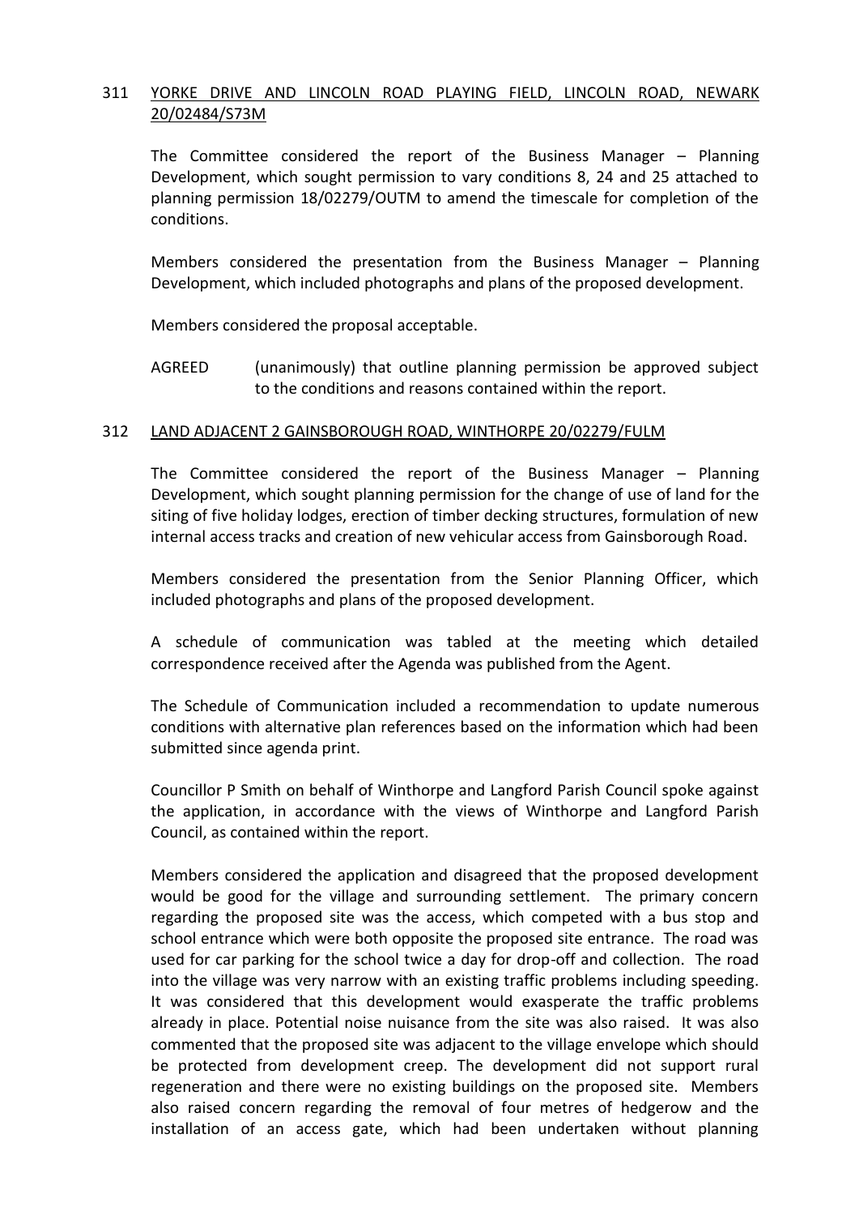## 311 YORKE DRIVE AND LINCOLN ROAD PLAYING FIELD, LINCOLN ROAD, NEWARK 20/02484/S73M

The Committee considered the report of the Business Manager – Planning Development, which sought permission to vary conditions 8, 24 and 25 attached to planning permission 18/02279/OUTM to amend the timescale for completion of the conditions.

Members considered the presentation from the Business Manager – Planning Development, which included photographs and plans of the proposed development.

Members considered the proposal acceptable.

AGREED (unanimously) that outline planning permission be approved subject to the conditions and reasons contained within the report.

## 312 LAND ADJACENT 2 GAINSBOROUGH ROAD, WINTHORPE 20/02279/FULM

The Committee considered the report of the Business Manager – Planning Development, which sought planning permission for the change of use of land for the siting of five holiday lodges, erection of timber decking structures, formulation of new internal access tracks and creation of new vehicular access from Gainsborough Road.

Members considered the presentation from the Senior Planning Officer, which included photographs and plans of the proposed development.

A schedule of communication was tabled at the meeting which detailed correspondence received after the Agenda was published from the Agent.

The Schedule of Communication included a recommendation to update numerous conditions with alternative plan references based on the information which had been submitted since agenda print.

Councillor P Smith on behalf of Winthorpe and Langford Parish Council spoke against the application, in accordance with the views of Winthorpe and Langford Parish Council, as contained within the report.

Members considered the application and disagreed that the proposed development would be good for the village and surrounding settlement. The primary concern regarding the proposed site was the access, which competed with a bus stop and school entrance which were both opposite the proposed site entrance. The road was used for car parking for the school twice a day for drop-off and collection. The road into the village was very narrow with an existing traffic problems including speeding. It was considered that this development would exasperate the traffic problems already in place. Potential noise nuisance from the site was also raised. It was also commented that the proposed site was adjacent to the village envelope which should be protected from development creep. The development did not support rural regeneration and there were no existing buildings on the proposed site. Members also raised concern regarding the removal of four metres of hedgerow and the installation of an access gate, which had been undertaken without planning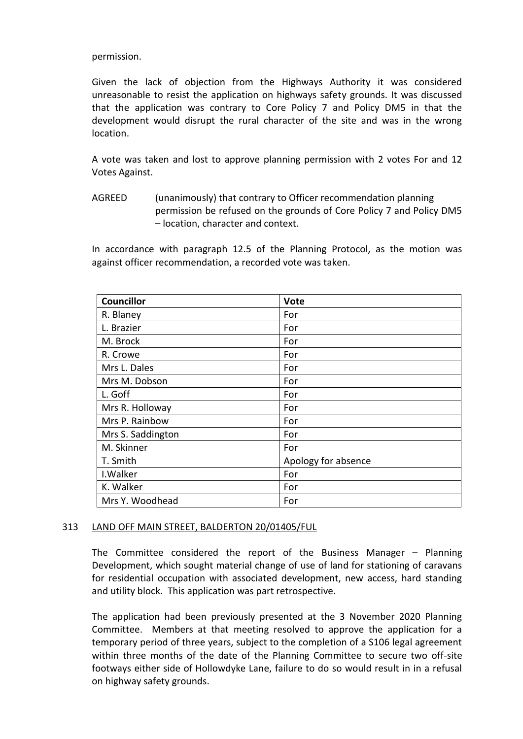permission.

Given the lack of objection from the Highways Authority it was considered unreasonable to resist the application on highways safety grounds. It was discussed that the application was contrary to Core Policy 7 and Policy DM5 in that the development would disrupt the rural character of the site and was in the wrong location.

A vote was taken and lost to approve planning permission with 2 votes For and 12 Votes Against.

AGREED (unanimously) that contrary to Officer recommendation planning permission be refused on the grounds of Core Policy 7 and Policy DM5 – location, character and context.

In accordance with paragraph 12.5 of the Planning Protocol, as the motion was against officer recommendation, a recorded vote was taken.

| **Councillor** | **Vote** |
|---|---|
| R. Blaney | For |
| L. Brazier | For |
| M. Brock | For |
| R. Crowe | For |
| Mrs L. Dales | For |
| Mrs M. Dobson | For |
| L. Goff | For |
| Mrs R. Holloway | For |
| Mrs P. Rainbow | For |
| Mrs S. Saddington | For |
| M. Skinner | For |
| T. Smith | Apology for absence |
| I.Walker | For |
| K. Walker | For |
| Mrs Y. Woodhead | For |

313 LAND OFF MAIN STREET, BALDERTON 20/01405/FUL

The Committee considered the report of the Business Manager – Planning Development, which sought material change of use of land for stationing of caravans for residential occupation with associated development, new access, hard standing and utility block. This application was part retrospective.

The application had been previously presented at the 3 November 2020 Planning Committee. Members at that meeting resolved to approve the application for a temporary period of three years, subject to the completion of a S106 legal agreement within three months of the date of the Planning Committee to secure two off-site footways either side of Hollowdyke Lane, failure to do so would result in in a refusal on highway safety grounds.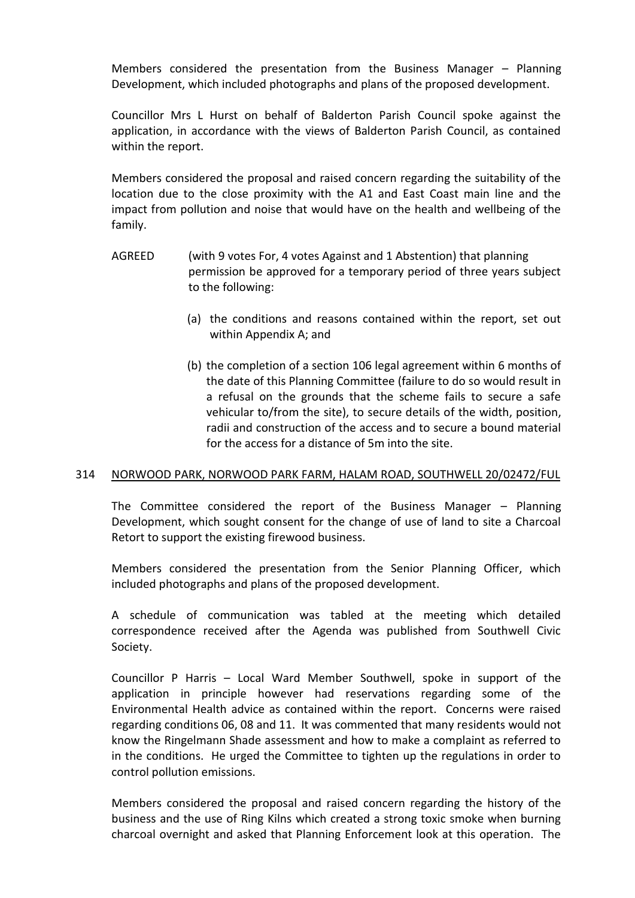Members considered the presentation from the Business Manager – Planning Development, which included photographs and plans of the proposed development.

Councillor Mrs L Hurst on behalf of Balderton Parish Council spoke against the application, in accordance with the views of Balderton Parish Council, as contained within the report.

Members considered the proposal and raised concern regarding the suitability of the location due to the close proximity with the A1 and East Coast main line and the impact from pollution and noise that would have on the health and wellbeing of the family.

AGREED (with 9 votes For, 4 votes Against and 1 Abstention) that planning permission be approved for a temporary period of three years subject to the following:

(a) the conditions and reasons contained within the report, set out within Appendix A; and

(b) the completion of a section 106 legal agreement within 6 months of the date of this Planning Committee (failure to do so would result in a refusal on the grounds that the scheme fails to secure a safe vehicular to/from the site), to secure details of the width, position, radii and construction of the access and to secure a bound material for the access for a distance of 5m into the site.

## 314 NORWOOD PARK, NORWOOD PARK FARM, HALAM ROAD, SOUTHWELL 20/02472/FUL

The Committee considered the report of the Business Manager – Planning Development, which sought consent for the change of use of land to site a Charcoal Retort to support the existing firewood business.

Members considered the presentation from the Senior Planning Officer, which included photographs and plans of the proposed development.

A schedule of communication was tabled at the meeting which detailed correspondence received after the Agenda was published from Southwell Civic Society.

Councillor P Harris – Local Ward Member Southwell, spoke in support of the application in principle however had reservations regarding some of the Environmental Health advice as contained within the report. Concerns were raised regarding conditions 06, 08 and 11. It was commented that many residents would not know the Ringelmann Shade assessment and how to make a complaint as referred to in the conditions. He urged the Committee to tighten up the regulations in order to control pollution emissions.

Members considered the proposal and raised concern regarding the history of the business and the use of Ring Kilns which created a strong toxic smoke when burning charcoal overnight and asked that Planning Enforcement look at this operation. The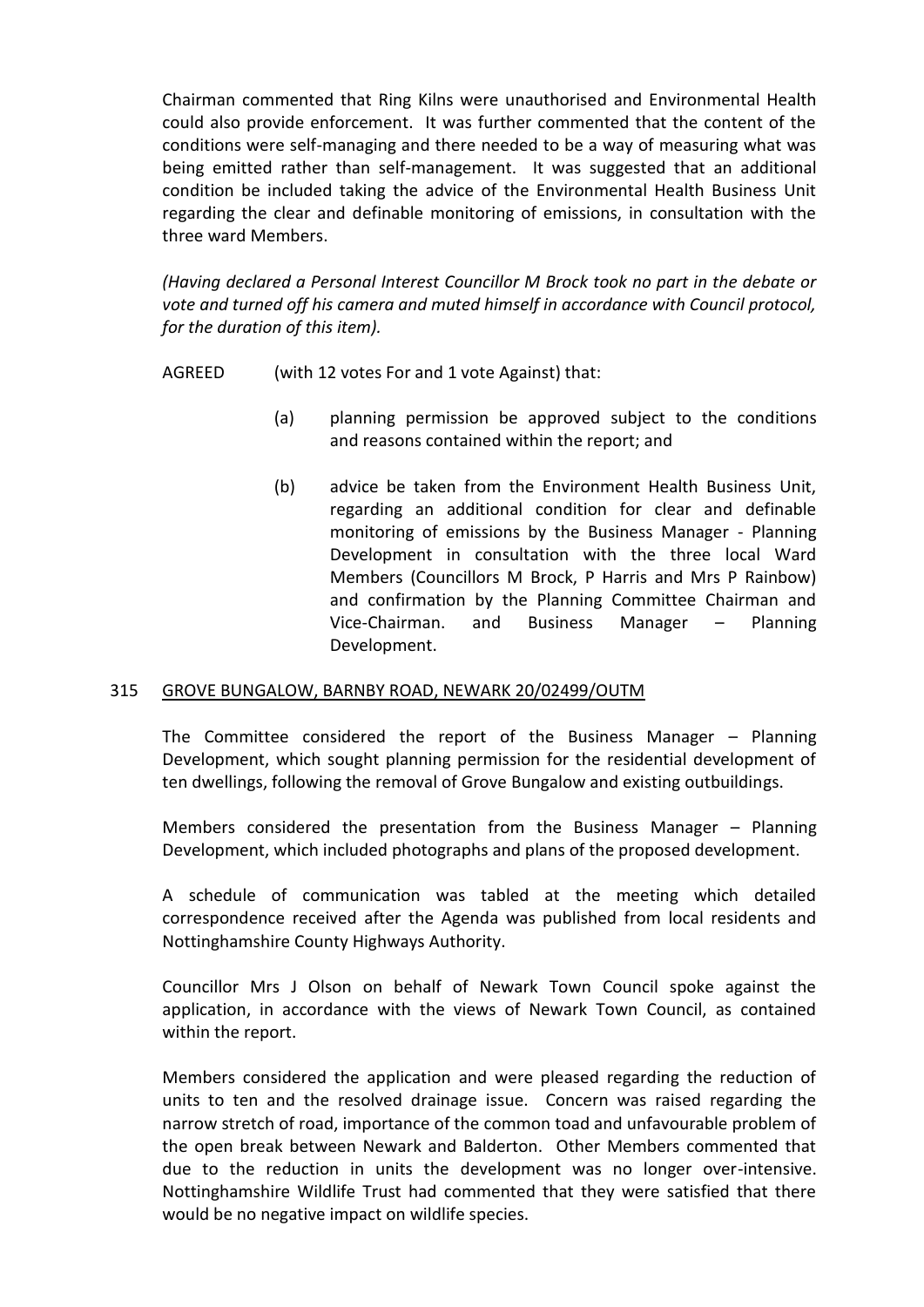Chairman commented that Ring Kilns were unauthorised and Environmental Health could also provide enforcement. It was further commented that the content of the conditions were self-managing and there needed to be a way of measuring what was being emitted rather than self-management. It was suggested that an additional condition be included taking the advice of the Environmental Health Business Unit regarding the clear and definable monitoring of emissions, in consultation with the three ward Members.

*(Having declared a Personal Interest Councillor M Brock took no part in the debate or vote and turned off his camera and muted himself in accordance with Council protocol, for the duration of this item).*

AGREED (with 12 votes For and 1 vote Against) that:

(a) planning permission be approved subject to the conditions and reasons contained within the report; and

(b) advice be taken from the Environment Health Business Unit, regarding an additional condition for clear and definable monitoring of emissions by the Business Manager - Planning Development in consultation with the three local Ward Members (Councillors M Brock, P Harris and Mrs P Rainbow) and confirmation by the Planning Committee Chairman and Vice-Chairman. and Business Manager – Planning Development.

## 315 GROVE BUNGALOW, BARNBY ROAD, NEWARK 20/02499/OUTM

The Committee considered the report of the Business Manager – Planning Development, which sought planning permission for the residential development of ten dwellings, following the removal of Grove Bungalow and existing outbuildings.

Members considered the presentation from the Business Manager – Planning Development, which included photographs and plans of the proposed development.

A schedule of communication was tabled at the meeting which detailed correspondence received after the Agenda was published from local residents and Nottinghamshire County Highways Authority.

Councillor Mrs J Olson on behalf of Newark Town Council spoke against the application, in accordance with the views of Newark Town Council, as contained within the report.

Members considered the application and were pleased regarding the reduction of units to ten and the resolved drainage issue. Concern was raised regarding the narrow stretch of road, importance of the common toad and unfavourable problem of the open break between Newark and Balderton. Other Members commented that due to the reduction in units the development was no longer over-intensive. Nottinghamshire Wildlife Trust had commented that they were satisfied that there would be no negative impact on wildlife species.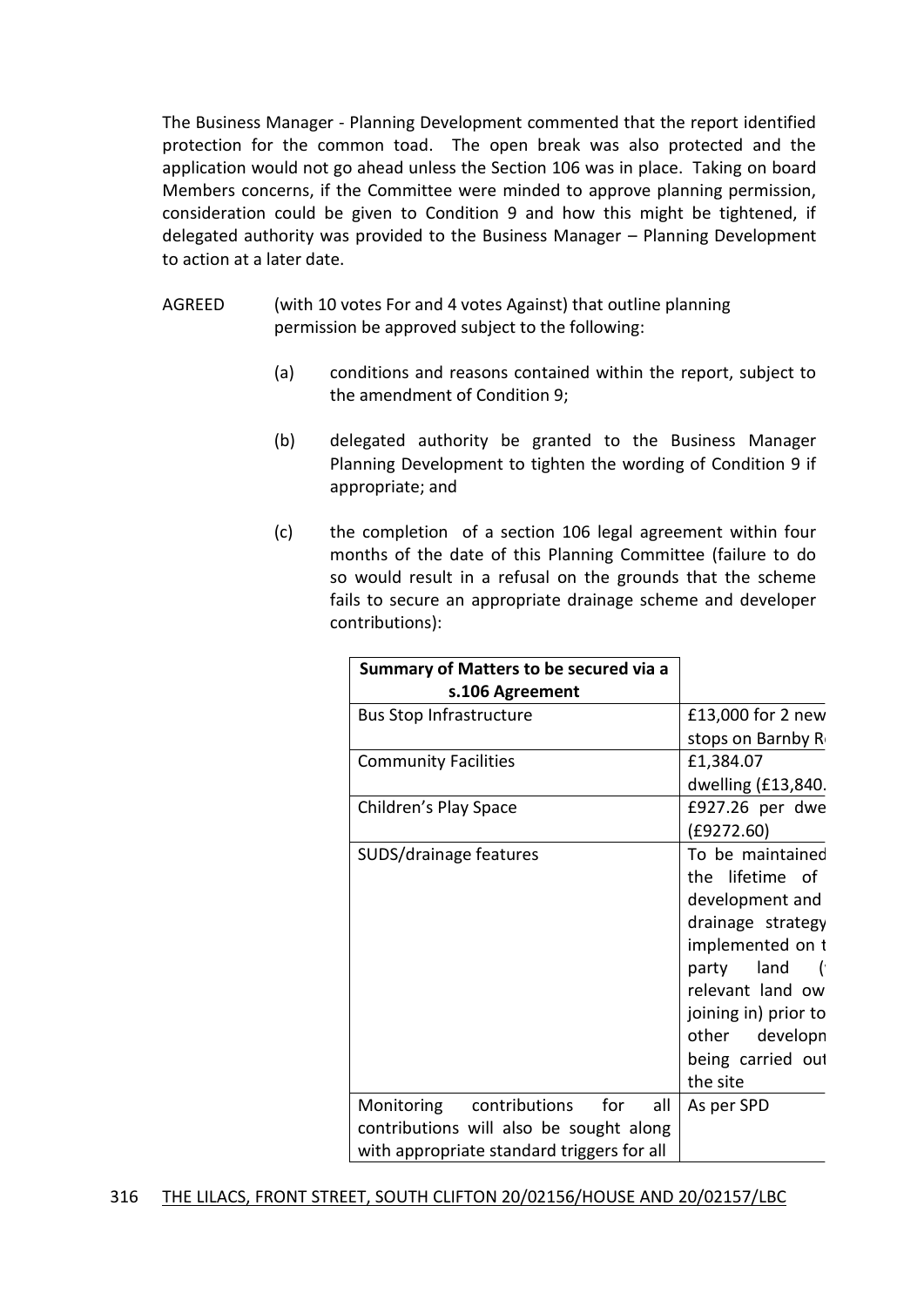The Business Manager - Planning Development commented that the report identified protection for the common toad. The open break was also protected and the application would not go ahead unless the Section 106 was in place. Taking on board Members concerns, if the Committee were minded to approve planning permission, consideration could be given to Condition 9 and how this might be tightened, if delegated authority was provided to the Business Manager – Planning Development to action at a later date.

AGREED (with 10 votes For and 4 votes Against) that outline planning permission be approved subject to the following:

(a) conditions and reasons contained within the report, subject to the amendment of Condition 9;

(b) delegated authority be granted to the Business Manager Planning Development to tighten the wording of Condition 9 if appropriate; and

(c) the completion of a section 106 legal agreement within four months of the date of this Planning Committee (failure to do so would result in a refusal on the grounds that the scheme fails to secure an appropriate drainage scheme and developer contributions):

| Summary of Matters to be secured via a s.106 Agreement | |
|---|---|
| Bus Stop Infrastructure | £13,000 for 2 new stops on Barnby R |
| Community Facilities | £1,384.07 dwelling (£13,840. |
| Children's Play Space | £927.26 per dwe (£9272.60) |
| SUDS/drainage features | To be maintained the lifetime of development and drainage strategy implemented on t party land ( relevant land ow joining in) prior to other developm being carried out the site |
| Monitoring contributions for all contributions will also be sought along with appropriate standard triggers for all | As per SPD |

## 316 THE LILACS, FRONT STREET, SOUTH CLIFTON 20/02156/HOUSE AND 20/02157/LBC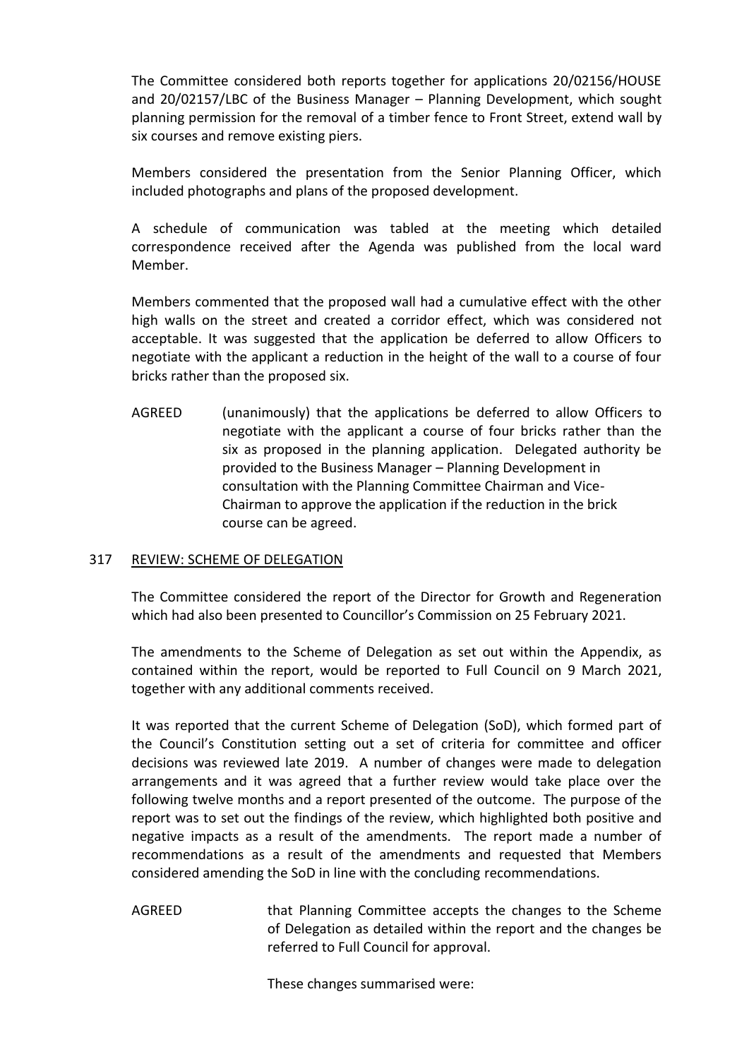The Committee considered both reports together for applications 20/02156/HOUSE and 20/02157/LBC of the Business Manager – Planning Development, which sought planning permission for the removal of a timber fence to Front Street, extend wall by six courses and remove existing piers.

Members considered the presentation from the Senior Planning Officer, which included photographs and plans of the proposed development.

A schedule of communication was tabled at the meeting which detailed correspondence received after the Agenda was published from the local ward Member.

Members commented that the proposed wall had a cumulative effect with the other high walls on the street and created a corridor effect, which was considered not acceptable. It was suggested that the application be deferred to allow Officers to negotiate with the applicant a reduction in the height of the wall to a course of four bricks rather than the proposed six.

AGREED (unanimously) that the applications be deferred to allow Officers to negotiate with the applicant a course of four bricks rather than the six as proposed in the planning application. Delegated authority be provided to the Business Manager – Planning Development in consultation with the Planning Committee Chairman and Vice-Chairman to approve the application if the reduction in the brick course can be agreed.

## 317 REVIEW: SCHEME OF DELEGATION

The Committee considered the report of the Director for Growth and Regeneration which had also been presented to Councillor's Commission on 25 February 2021.

The amendments to the Scheme of Delegation as set out within the Appendix, as contained within the report, would be reported to Full Council on 9 March 2021, together with any additional comments received.

It was reported that the current Scheme of Delegation (SoD), which formed part of the Council's Constitution setting out a set of criteria for committee and officer decisions was reviewed late 2019. A number of changes were made to delegation arrangements and it was agreed that a further review would take place over the following twelve months and a report presented of the outcome. The purpose of the report was to set out the findings of the review, which highlighted both positive and negative impacts as a result of the amendments. The report made a number of recommendations as a result of the amendments and requested that Members considered amending the SoD in line with the concluding recommendations.

AGREED that Planning Committee accepts the changes to the Scheme of Delegation as detailed within the report and the changes be referred to Full Council for approval.

These changes summarised were: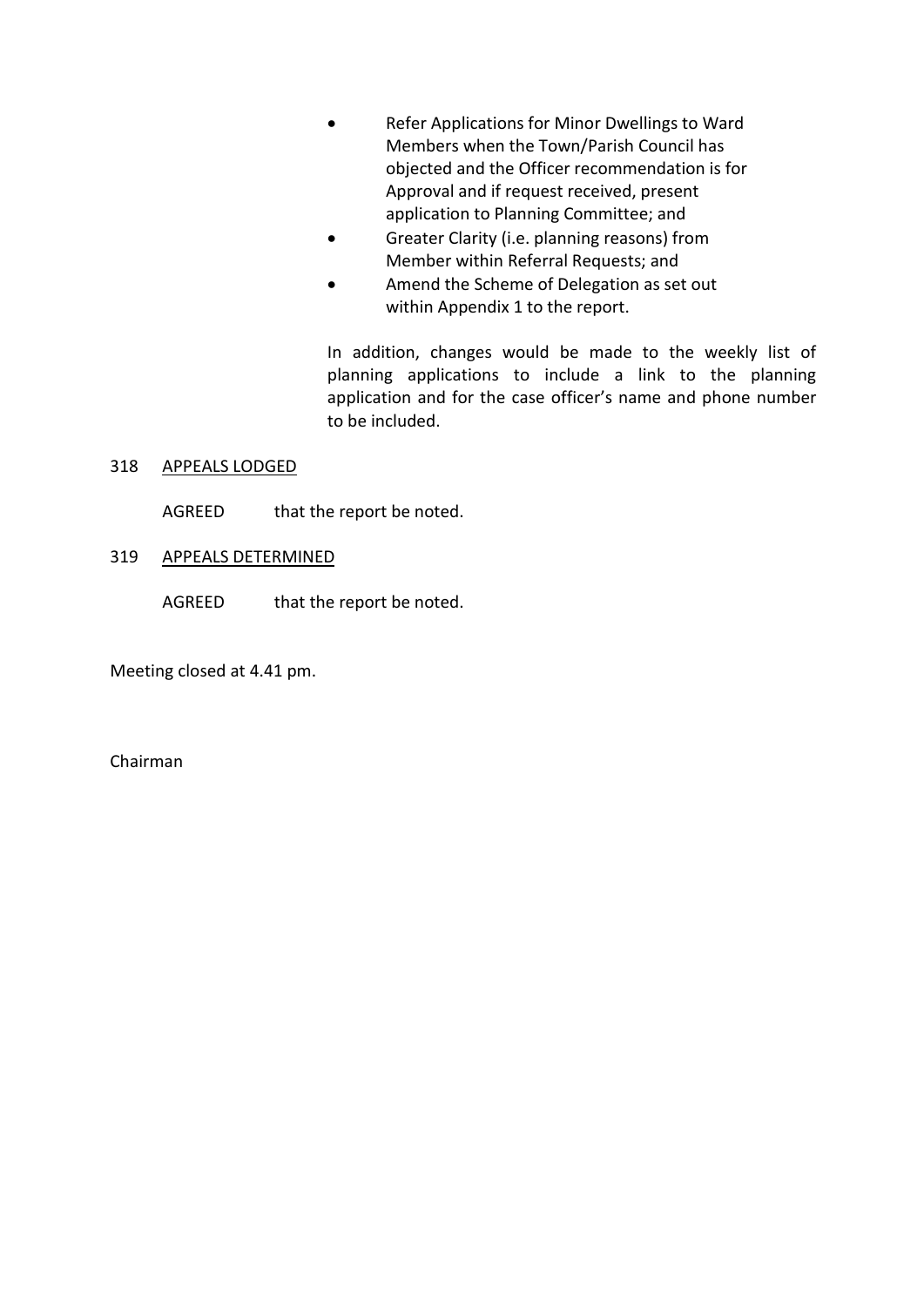- Refer Applications for Minor Dwellings to Ward Members when the Town/Parish Council has objected and the Officer recommendation is for Approval and if request received, present application to Planning Committee; and
- Greater Clarity (i.e. planning reasons) from Member within Referral Requests; and
- Amend the Scheme of Delegation as set out within Appendix 1 to the report.

In addition, changes would be made to the weekly list of planning applications to include a link to the planning application and for the case officer's name and phone number to be included.

318 APPEALS LODGED

AGREED that the report be noted.

319 APPEALS DETERMINED

AGREED that the report be noted.

Meeting closed at 4.41 pm.

Chairman